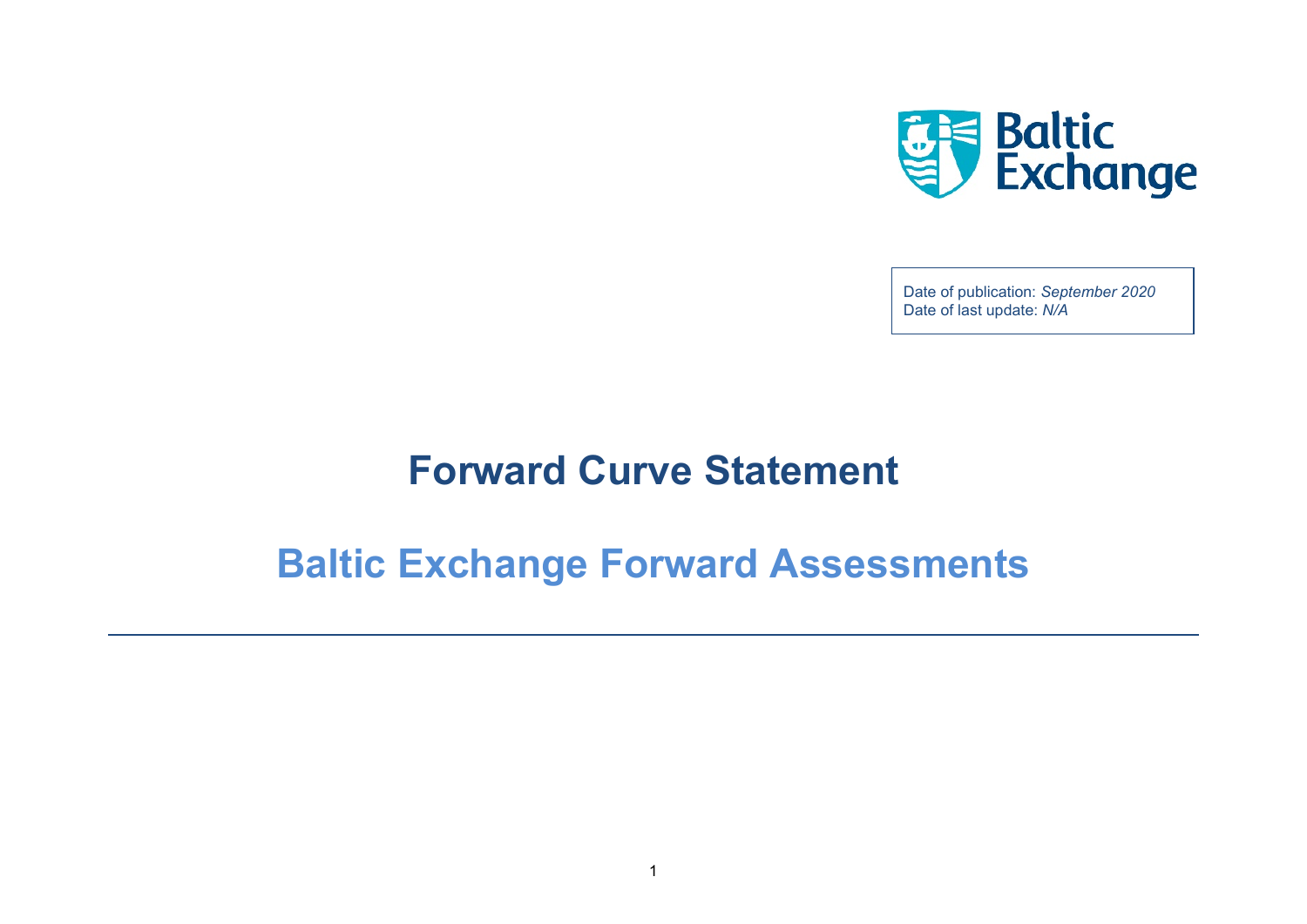Date of publication: *September 2020*
Date of last update: *N/A*

# Forward Curve Statement

## Baltic Exchange Forward Assessments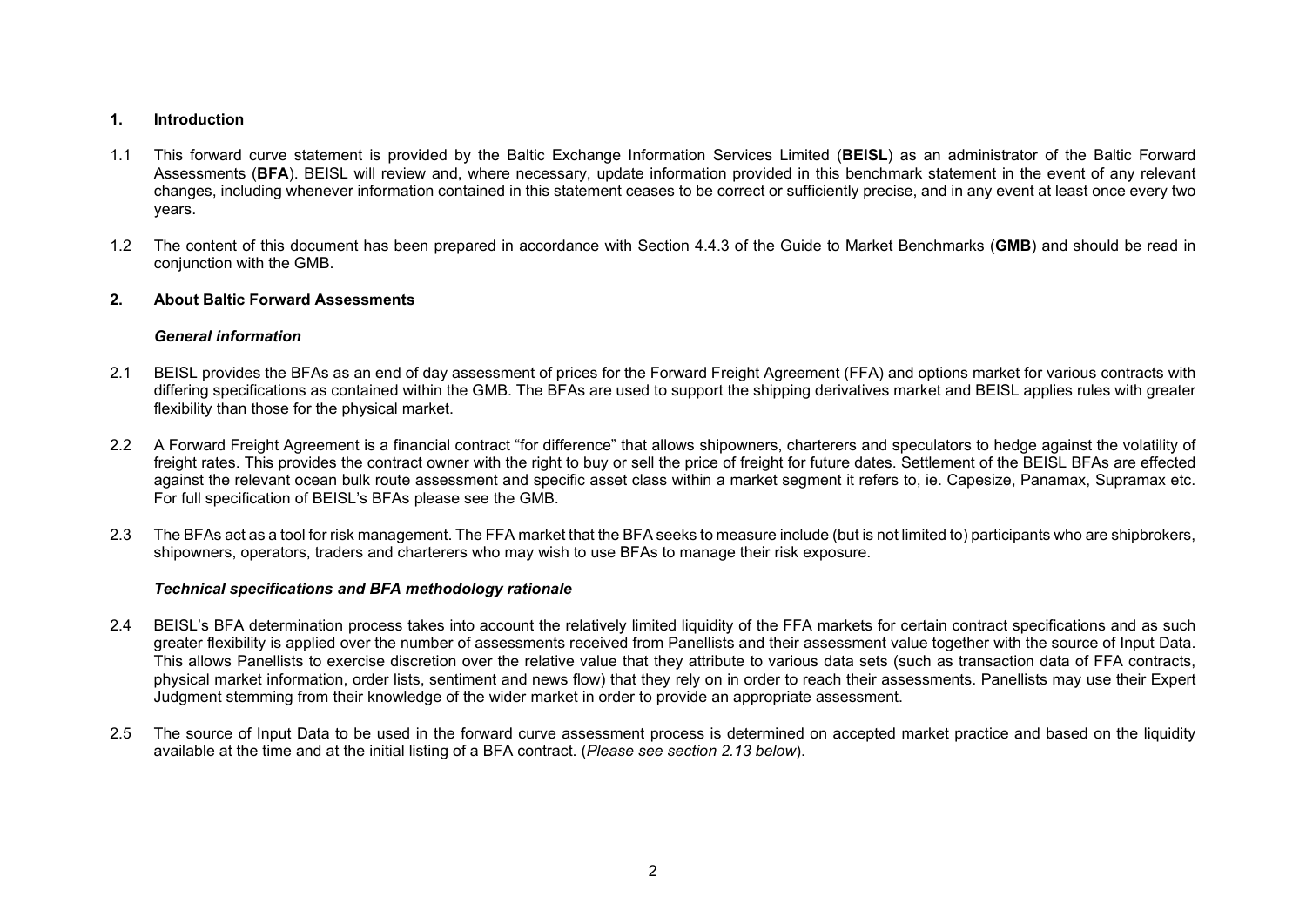## 1. Introduction

1.1 This forward curve statement is provided by the Baltic Exchange Information Services Limited (**BEISL**) as an administrator of the Baltic Forward Assessments (**BFA**). BEISL will review and, where necessary, update information provided in this benchmark statement in the event of any relevant changes, including whenever information contained in this statement ceases to be correct or sufficiently precise, and in any event at least once every two years.

1.2 The content of this document has been prepared in accordance with Section 4.4.3 of the Guide to Market Benchmarks (**GMB**) and should be read in conjunction with the GMB.

## 2. About Baltic Forward Assessments

### *General information*

2.1 BEISL provides the BFAs as an end of day assessment of prices for the Forward Freight Agreement (FFA) and options market for various contracts with differing specifications as contained within the GMB. The BFAs are used to support the shipping derivatives market and BEISL applies rules with greater flexibility than those for the physical market.

2.2 A Forward Freight Agreement is a financial contract "for difference" that allows shipowners, charterers and speculators to hedge against the volatility of freight rates. This provides the contract owner with the right to buy or sell the price of freight for future dates. Settlement of the BEISL BFAs are effected against the relevant ocean bulk route assessment and specific asset class within a market segment it refers to, ie. Capesize, Panamax, Supramax etc. For full specification of BEISL's BFAs please see the GMB.

2.3 The BFAs act as a tool for risk management. The FFA market that the BFA seeks to measure include (but is not limited to) participants who are shipbrokers, shipowners, operators, traders and charterers who may wish to use BFAs to manage their risk exposure.

### *Technical specifications and BFA methodology rationale*

2.4 BEISL's BFA determination process takes into account the relatively limited liquidity of the FFA markets for certain contract specifications and as such greater flexibility is applied over the number of assessments received from Panellists and their assessment value together with the source of Input Data. This allows Panellists to exercise discretion over the relative value that they attribute to various data sets (such as transaction data of FFA contracts, physical market information, order lists, sentiment and news flow) that they rely on in order to reach their assessments. Panellists may use their Expert Judgment stemming from their knowledge of the wider market in order to provide an appropriate assessment.

2.5 The source of Input Data to be used in the forward curve assessment process is determined on accepted market practice and based on the liquidity available at the time and at the initial listing of a BFA contract. (*Please see section 2.13 below*).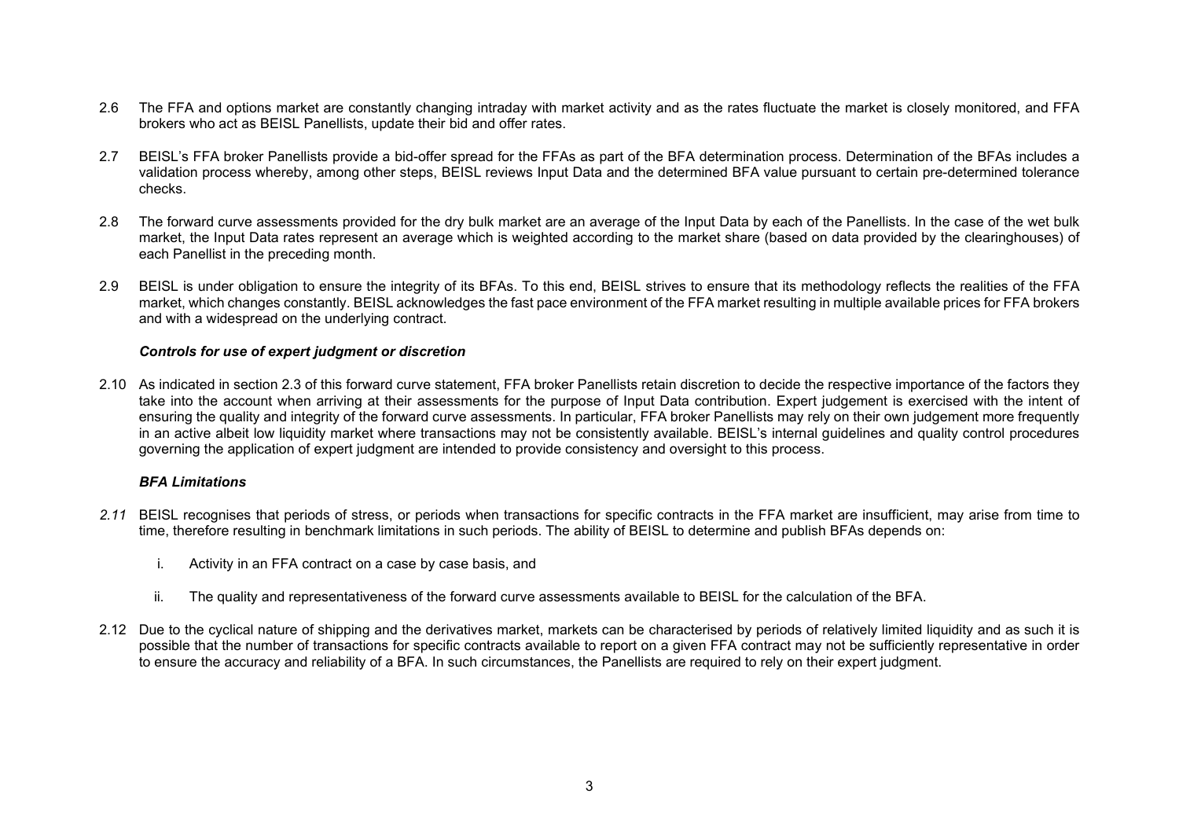2.6 The FFA and options market are constantly changing intraday with market activity and as the rates fluctuate the market is closely monitored, and FFA brokers who act as BEISL Panellists, update their bid and offer rates.

2.7 BEISL's FFA broker Panellists provide a bid-offer spread for the FFAs as part of the BFA determination process. Determination of the BFAs includes a validation process whereby, among other steps, BEISL reviews Input Data and the determined BFA value pursuant to certain pre-determined tolerance checks.

2.8 The forward curve assessments provided for the dry bulk market are an average of the Input Data by each of the Panellists. In the case of the wet bulk market, the Input Data rates represent an average which is weighted according to the market share (based on data provided by the clearinghouses) of each Panellist in the preceding month.

2.9 BEISL is under obligation to ensure the integrity of its BFAs. To this end, BEISL strives to ensure that its methodology reflects the realities of the FFA market, which changes constantly. BEISL acknowledges the fast pace environment of the FFA market resulting in multiple available prices for FFA brokers and with a widespread on the underlying contract.

***Controls for use of expert judgment or discretion***

2.10 As indicated in section 2.3 of this forward curve statement, FFA broker Panellists retain discretion to decide the respective importance of the factors they take into the account when arriving at their assessments for the purpose of Input Data contribution. Expert judgement is exercised with the intent of ensuring the quality and integrity of the forward curve assessments. In particular, FFA broker Panellists may rely on their own judgement more frequently in an active albeit low liquidity market where transactions may not be consistently available. BEISL's internal guidelines and quality control procedures governing the application of expert judgment are intended to provide consistency and oversight to this process.

***BFA Limitations***

*2.11* BEISL recognises that periods of stress, or periods when transactions for specific contracts in the FFA market are insufficient, may arise from time to time, therefore resulting in benchmark limitations in such periods. The ability of BEISL to determine and publish BFAs depends on:

i. Activity in an FFA contract on a case by case basis, and

ii. The quality and representativeness of the forward curve assessments available to BEISL for the calculation of the BFA.

2.12 Due to the cyclical nature of shipping and the derivatives market, markets can be characterised by periods of relatively limited liquidity and as such it is possible that the number of transactions for specific contracts available to report on a given FFA contract may not be sufficiently representative in order to ensure the accuracy and reliability of a BFA. In such circumstances, the Panellists are required to rely on their expert judgment.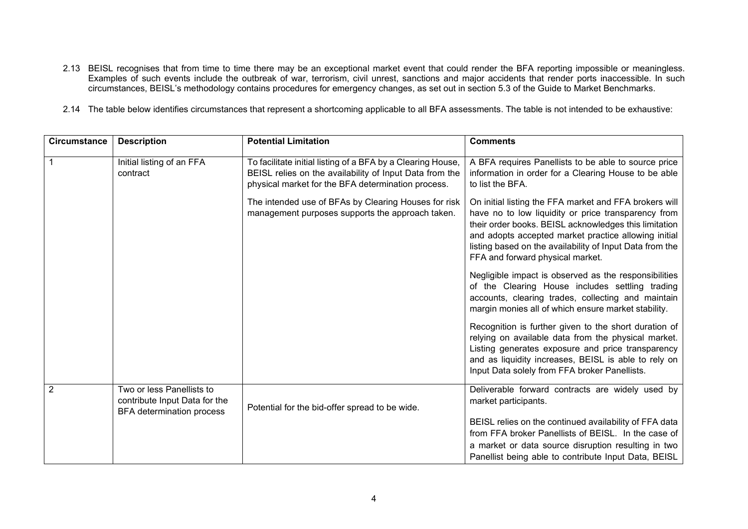2.13 BEISL recognises that from time to time there may be an exceptional market event that could render the BFA reporting impossible or meaningless. Examples of such events include the outbreak of war, terrorism, civil unrest, sanctions and major accidents that render ports inaccessible. In such circumstances, BEISL's methodology contains procedures for emergency changes, as set out in section 5.3 of the Guide to Market Benchmarks.

2.14 The table below identifies circumstances that represent a shortcoming applicable to all BFA assessments. The table is not intended to be exhaustive:

| Circumstance | Description | Potential Limitation | Comments |
|---|---|---|---|
| 1 | Initial listing of an FFA contract | To facilitate initial listing of a BFA by a Clearing House, BEISL relies on the availability of Input Data from the physical market for the BFA determination process.<br><br>The intended use of BFAs by Clearing Houses for risk management purposes supports the approach taken. | A BFA requires Panellists to be able to source price information in order for a Clearing House to be able to list the BFA.<br><br>On initial listing the FFA market and FFA brokers will have no to low liquidity or price transparency from their order books. BEISL acknowledges this limitation and adopts accepted market practice allowing initial listing based on the availability of Input Data from the FFA and forward physical market.<br><br>Negligible impact is observed as the responsibilities of the Clearing House includes settling trading accounts, clearing trades, collecting and maintain margin monies all of which ensure market stability.<br><br>Recognition is further given to the short duration of relying on available data from the physical market. Listing generates exposure and price transparency and as liquidity increases, BEISL is able to rely on Input Data solely from FFA broker Panellists. |
| 2 | Two or less Panellists to contribute Input Data for the BFA determination process | Potential for the bid-offer spread to be wide. | Deliverable forward contracts are widely used by market participants.<br><br>BEISL relies on the continued availability of FFA data from FFA broker Panellists of BEISL. In the case of a market or data source disruption resulting in two Panellist being able to contribute Input Data, BEISL |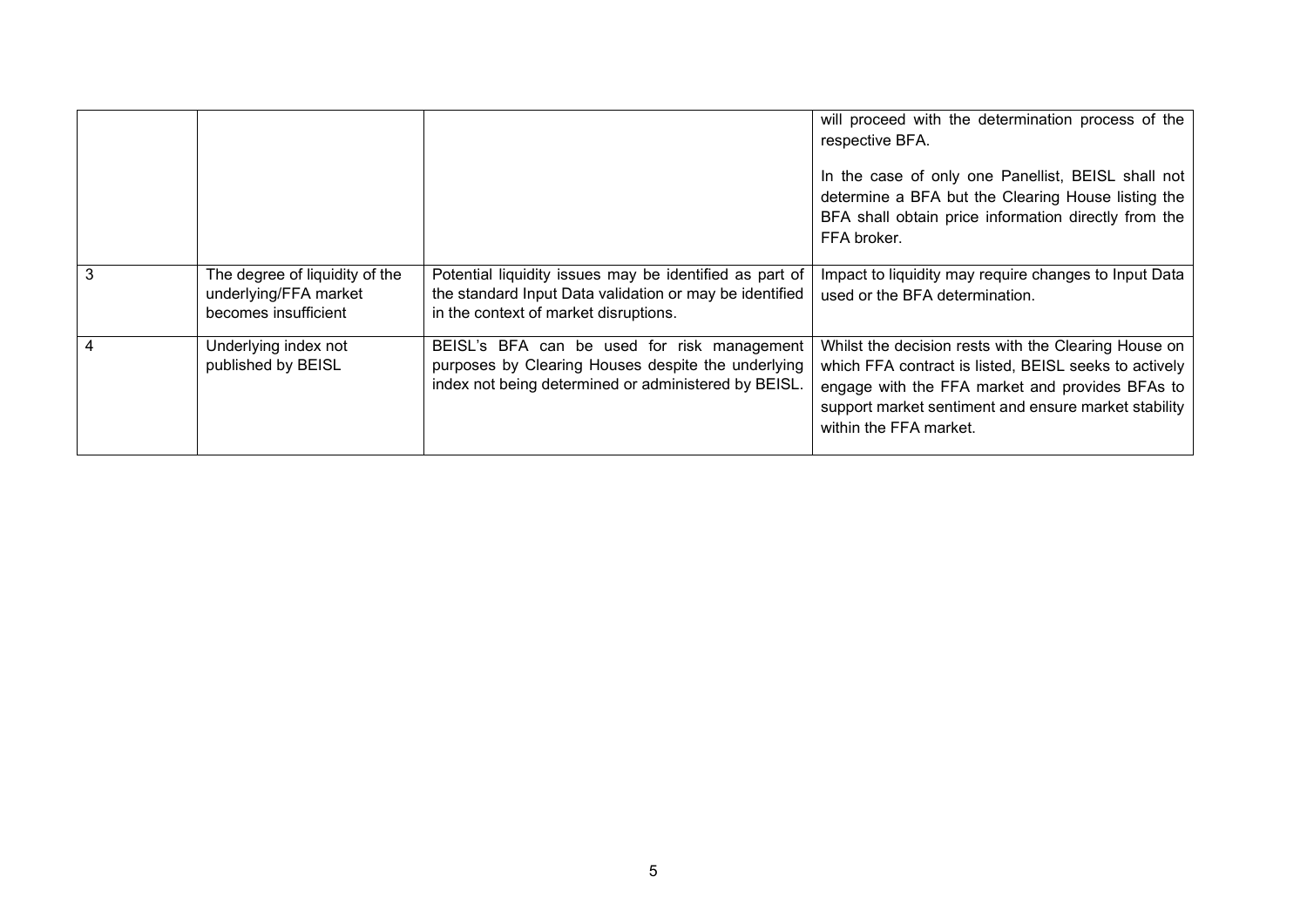| | | | |
|---|---|---|---|
| | | | will proceed with the determination process of the respective BFA.<br><br>In the case of only one Panellist, BEISL shall not determine a BFA but the Clearing House listing the BFA shall obtain price information directly from the FFA broker. |
| 3 | The degree of liquidity of the underlying/FFA market becomes insufficient | Potential liquidity issues may be identified as part of the standard Input Data validation or may be identified in the context of market disruptions. | Impact to liquidity may require changes to Input Data used or the BFA determination. |
| 4 | Underlying index not published by BEISL | BEISL's BFA can be used for risk management purposes by Clearing Houses despite the underlying index not being determined or administered by BEISL. | Whilst the decision rests with the Clearing House on which FFA contract is listed, BEISL seeks to actively engage with the FFA market and provides BFAs to support market sentiment and ensure market stability within the FFA market. |